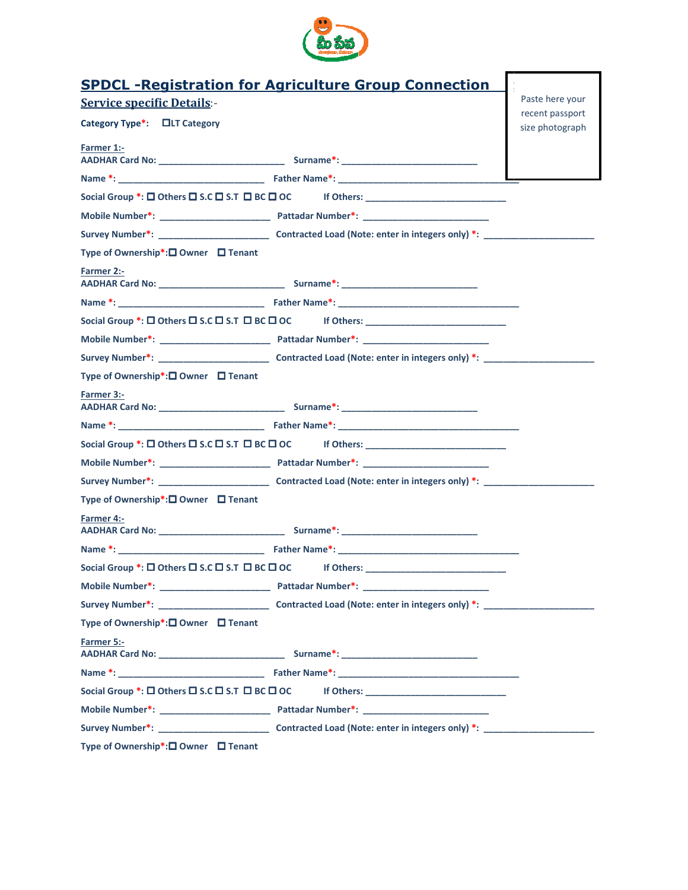# SPDCL -Registration for Agriculture Group Connection

Paste here your recent passport size photograph

## Service specific Details:-

**Category Type*:** ☐LT Category

**Farmer 1:-**

AADHAR Card No: __________________________ Surname*: ____________________________

Name *: ______________________________ Father Name*: _____________________________________

Social Group *: ☐ Others ☐ S.C ☐ S.T ☐ BC ☐ OC If Others: _____________________________

Mobile Number*: ______________________ Pattadar Number*: __________________________

Survey Number*: ______________________ Contracted Load (Note: enter in integers only) *: ______________________

Type of Ownership*: ☐ Owner ☐ Tenant

**Farmer 2:-**

AADHAR Card No: __________________________ Surname*: ____________________________

Name *: ______________________________ Father Name*: _____________________________________

Social Group *: ☐ Others ☐ S.C ☐ S.T ☐ BC ☐ OC If Others: _____________________________

Mobile Number*: ______________________ Pattadar Number*: __________________________

Survey Number*: ______________________ Contracted Load (Note: enter in integers only) *: ______________________

Type of Ownership*: ☐ Owner ☐ Tenant

**Farmer 3:-**

AADHAR Card No: __________________________ Surname*: ____________________________

Name *: ______________________________ Father Name*: _____________________________________

Social Group *: ☐ Others ☐ S.C ☐ S.T ☐ BC ☐ OC If Others: _____________________________

Mobile Number*: ______________________ Pattadar Number*: __________________________

Survey Number*: ______________________ Contracted Load (Note: enter in integers only) *: ______________________

Type of Ownership*: ☐ Owner ☐ Tenant

**Farmer 4:-**

AADHAR Card No: __________________________ Surname*: ____________________________

Name *: ______________________________ Father Name*: _____________________________________

Social Group *: ☐ Others ☐ S.C ☐ S.T ☐ BC ☐ OC If Others: _____________________________

Mobile Number*: ______________________ Pattadar Number*: __________________________

Survey Number*: ______________________ Contracted Load (Note: enter in integers only) *: ______________________

Type of Ownership*: ☐ Owner ☐ Tenant

**Farmer 5:-**

AADHAR Card No: __________________________ Surname*: ____________________________

Name *: ______________________________ Father Name*: _____________________________________

Social Group *: ☐ Others ☐ S.C ☐ S.T ☐ BC ☐ OC If Others: _____________________________

Mobile Number*: ______________________ Pattadar Number*: __________________________

Survey Number*: ______________________ Contracted Load (Note: enter in integers only) *: ______________________

Type of Ownership*: ☐ Owner ☐ Tenant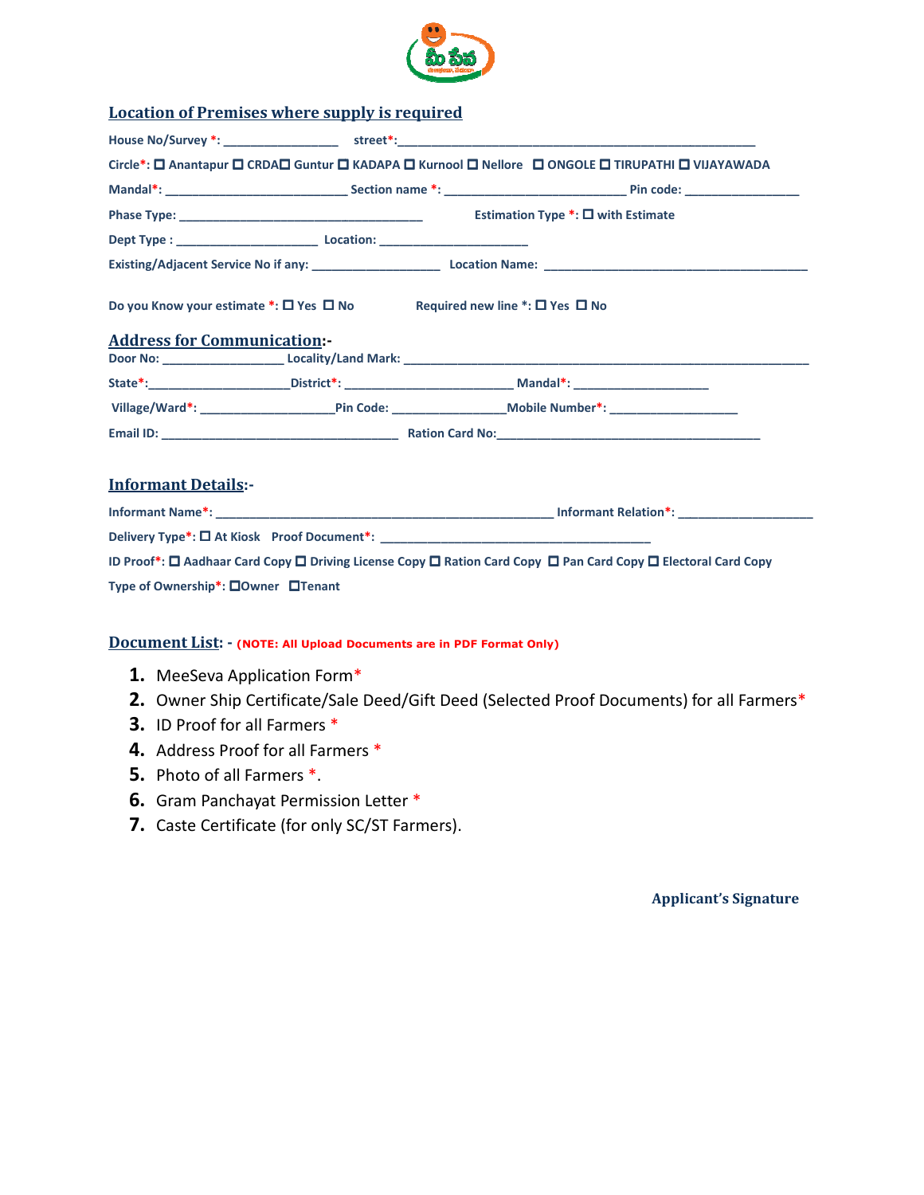## Location of Premises where supply is required

House No/Survey *: ________________ street*:__________________________________________________

Circle*: ☐ Anantapur ☐ CRDA☐ Guntur ☐ KADAPA ☐ Kurnool ☐ Nellore ☐ ONGOLE ☐ TIRUPATHI ☐ VIJAYAWADA

Mandal*: __________________________ Section name *: __________________________ Pin code: ________________

Phase Type: __________________________________ Estimation Type *: ☐ with Estimate

Dept Type : ____________________ Location: _____________________

Existing/Adjacent Service No if any: __________________ Location Name: ______________________________________

Do you Know your estimate *: ☐ Yes ☐ No Required new line *: ☐ Yes ☐ No

## Address for Communication:-

Door No: _________________ Locality/Land Mark: _________________________________________________________

State*:____________________District*: ________________________ Mandal*: ___________________

Village/Ward*: ___________________Pin Code: ________________Mobile Number*: __________________

Email ID: __________________________________ Ration Card No:_____________________________________

## Informant Details:-

Informant Name*: ________________________________________________ Informant Relation*: ___________________

Delivery Type*: ☐ At Kiosk Proof Document*: _______________________________________

ID Proof*: ☐ Aadhaar Card Copy ☐ Driving License Copy ☐ Ration Card Copy ☐ Pan Card Copy ☐ Electoral Card Copy

Type of Ownership*: ☐Owner ☐Tenant

## Document List: - (NOTE: All Upload Documents are in PDF Format Only)

1. MeeSeva Application Form*
2. Owner Ship Certificate/Sale Deed/Gift Deed (Selected Proof Documents) for all Farmers*
3. ID Proof for all Farmers *
4. Address Proof for all Farmers *
5. Photo of all Farmers *.
6. Gram Panchayat Permission Letter *
7. Caste Certificate (for only SC/ST Farmers).

**Applicant's Signature**